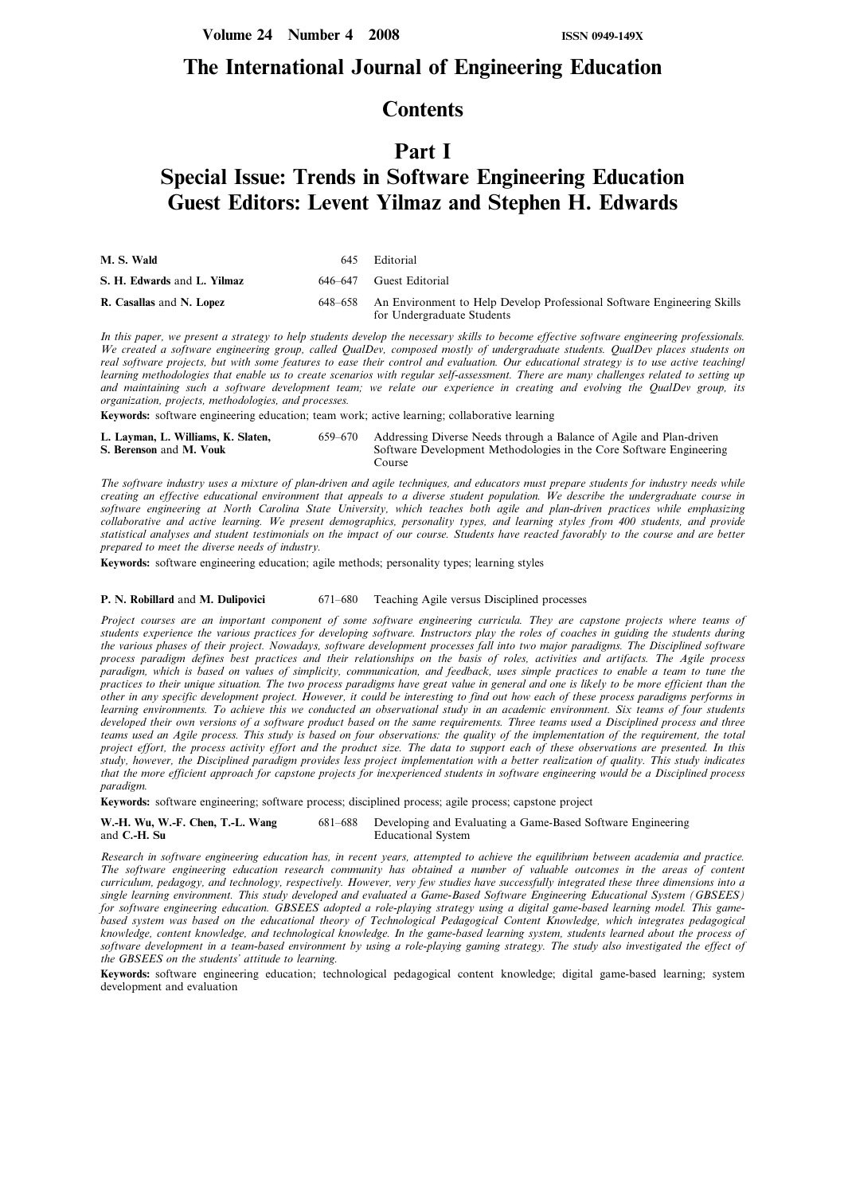# The International Journal of Engineering Education

## Contents

## Part I

## Special Issue: Trends in Software Engineering Education

## Guest Editors: Levent Yilmaz and Stephen H. Edwards

**M. S. Wald** 645 Editorial

**S. H. Edwards** and **L. Yilmaz** 646–647 Guest Editorial

**R. Casallas** and **N. Lopez** 648–658 An Environment to Help Develop Professional Software Engineering Skills for Undergraduate Students

*In this paper, we present a strategy to help students develop the necessary skills to become effective software engineering professionals. We created a software engineering group, called QualDev, composed mostly of undergraduate students. QualDev places students on real software projects, but with some features to ease their control and evaluation. Our educational strategy is to use active teaching/learning methodologies that enable us to create scenarios with regular self-assessment. There are many challenges related to setting up and maintaining such a software development team; we relate our experience in creating and evolving the QualDev group, its organization, projects, methodologies, and processes.*

**Keywords:** software engineering education; team work; active learning; collaborative learning

**L. Layman, L. Williams, K. Slaten, S. Berenson** and **M. Vouk** 659–670 Addressing Diverse Needs through a Balance of Agile and Plan-driven Software Development Methodologies in the Core Software Engineering Course

*The software industry uses a mixture of plan-driven and agile techniques, and educators must prepare students for industry needs while creating an effective educational environment that appeals to a diverse student population. We describe the undergraduate course in software engineering at North Carolina State University, which teaches both agile and plan-driven practices while emphasizing collaborative and active learning. We present demographics, personality types, and learning styles from 400 students, and provide statistical analyses and student testimonials on the impact of our course. Students have reacted favorably to the course and are better prepared to meet the diverse needs of industry.*

**Keywords:** software engineering education; agile methods; personality types; learning styles

**P. N. Robillard** and **M. Dulipovici** 671–680 Teaching Agile versus Disciplined processes

*Project courses are an important component of some software engineering curricula. They are capstone projects where teams of students experience the various practices for developing software. Instructors play the roles of coaches in guiding the students during the various phases of their project. Nowadays, software development processes fall into two major paradigms. The Disciplined software process paradigm defines best practices and their relationships on the basis of roles, activities and artifacts. The Agile process paradigm, which is based on values of simplicity, communication, and feedback, uses simple practices to enable a team to tune the practices to their unique situation. The two process paradigms have great value in general and one is likely to be more efficient than the other in any specific development project. However, it could be interesting to find out how each of these process paradigms performs in learning environments. To achieve this we conducted an observational study in an academic environment. Six teams of four students developed their own versions of a software product based on the same requirements. Three teams used a Disciplined process and three teams used an Agile process. This study is based on four observations: the quality of the implementation of the requirement, the total project effort, the process activity effort and the product size. The data to support each of these observations are presented. In this study, however, the Disciplined paradigm provides less project implementation with a better realization of quality. This study indicates that the more efficient approach for capstone projects for inexperienced students in software engineering would be a Disciplined process paradigm.*

**Keywords:** software engineering; software process; disciplined process; agile process; capstone project

**W.-H. Wu, W.-F. Chen, T.-L. Wang** and **C.-H. Su** 681–688 Developing and Evaluating a Game-Based Software Engineering Educational System

*Research in software engineering education has, in recent years, attempted to achieve the equilibrium between academia and practice. The software engineering education research community has obtained a number of valuable outcomes in the areas of content curriculum, pedagogy, and technology, respectively. However, very few studies have successfully integrated these three dimensions into a single learning environment. This study developed and evaluated a Game-Based Software Engineering Educational System (GBSEES) for software engineering education. GBSEES adopted a role-playing strategy using a digital game-based learning model. This game-based system was based on the educational theory of Technological Pedagogical Content Knowledge, which integrates pedagogical knowledge, content knowledge, and technological knowledge. In the game-based learning system, students learned about the process of software development in a team-based environment by using a role-playing gaming strategy. The study also investigated the effect of the GBSEES on the students' attitude to learning.*

**Keywords:** software engineering education; technological pedagogical content knowledge; digital game-based learning; system development and evaluation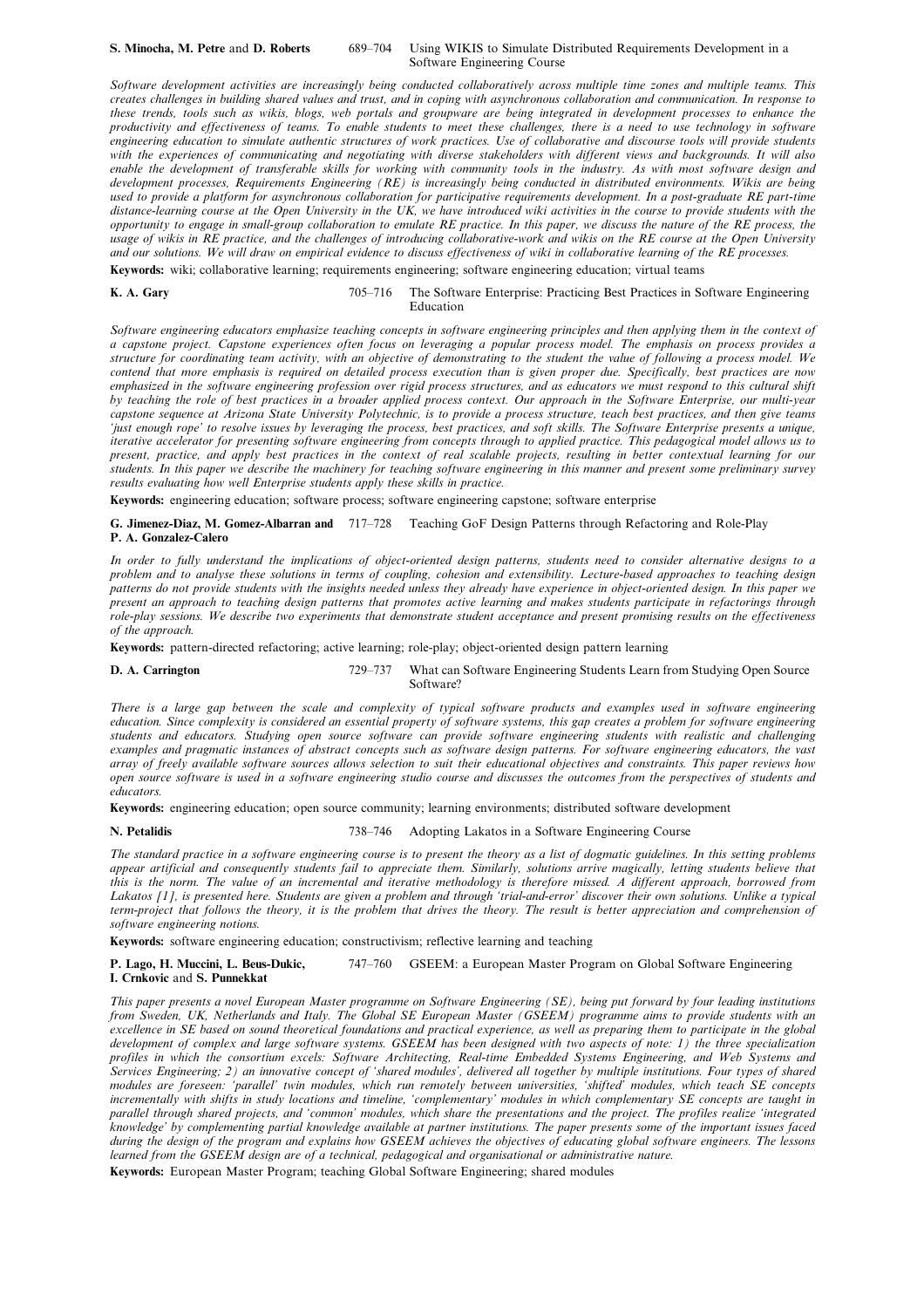**S. Minocha, M. Petre** and **D. Roberts** 689–704 Using WIKIS to Simulate Distributed Requirements Development in a Software Engineering Course

*Software development activities are increasingly being conducted collaboratively across multiple time zones and multiple teams. This creates challenges in building shared values and trust, and in coping with asynchronous collaboration and communication. In response to these trends, tools such as wikis, blogs, web portals and groupware are being integrated in development processes to enhance the productivity and effectiveness of teams. To enable students to meet these challenges, there is a need to use technology in software engineering education to simulate authentic structures of work practices. Use of collaborative and discourse tools will provide students with the experiences of communicating and negotiating with diverse stakeholders with different views and backgrounds. It will also enable the development of transferable skills for working with community tools in the industry. As with most software design and development processes, Requirements Engineering (RE) is increasingly being conducted in distributed environments. Wikis are being used to provide a platform for asynchronous collaboration for participative requirements development. In a post-graduate RE part-time distance-learning course at the Open University in the UK, we have introduced wiki activities in the course to provide students with the opportunity to engage in small-group collaboration to emulate RE practice. In this paper, we discuss the nature of the RE process, the usage of wikis in RE practice, and the challenges of introducing collaborative-work and wikis on the RE course at the Open University and our solutions. We will draw on empirical evidence to discuss effectiveness of wiki in collaborative learning of the RE processes.*

**Keywords:** wiki; collaborative learning; requirements engineering; software engineering education; virtual teams

**K. A. Gary** 705–716 The Software Enterprise: Practicing Best Practices in Software Engineering Education

*Software engineering educators emphasize teaching concepts in software engineering principles and then applying them in the context of a capstone project. Capstone experiences often focus on leveraging a popular process model. The emphasis on process provides a structure for coordinating team activity, with an objective of demonstrating to the student the value of following a process model. We contend that more emphasis is required on detailed process execution than is given proper due. Specifically, best practices are now emphasized in the software engineering profession over rigid process structures, and as educators we must respond to this cultural shift by teaching the role of best practices in a broader applied process context. Our approach in the Software Enterprise, our multi-year capstone sequence at Arizona State University Polytechnic, is to provide a process structure, teach best practices, and then give teams 'just enough rope' to resolve issues by leveraging the process, best practices, and soft skills. The Software Enterprise presents a unique, iterative accelerator for presenting software engineering from concepts through to applied practice. This pedagogical model allows us to present, practice, and apply best practices in the context of real scalable projects, resulting in better contextual learning for our students. In this paper we describe the machinery for teaching software engineering in this manner and present some preliminary survey results evaluating how well Enterprise students apply these skills in practice.*

**Keywords:** engineering education; software process; software engineering capstone; software enterprise

**G. Jimenez-Diaz, M. Gomez-Albarran** and **P. A. Gonzalez-Calero** 717–728 Teaching GoF Design Patterns through Refactoring and Role-Play

*In order to fully understand the implications of object-oriented design patterns, students need to consider alternative designs to a problem and to analyse these solutions in terms of coupling, cohesion and extensibility. Lecture-based approaches to teaching design patterns do not provide students with the insights needed unless they already have experience in object-oriented design. In this paper we present an approach to teaching design patterns that promotes active learning and makes students participate in refactorings through role-play sessions. We describe two experiments that demonstrate student acceptance and present promising results on the effectiveness of the approach.*

**Keywords:** pattern-directed refactoring; active learning; role-play; object-oriented design pattern learning

**D. A. Carrington** 729–737 What can Software Engineering Students Learn from Studying Open Source Software?

*There is a large gap between the scale and complexity of typical software products and examples used in software engineering education. Since complexity is considered an essential property of software systems, this gap creates a problem for software engineering students and educators. Studying open source software can provide software engineering students with realistic and challenging examples and pragmatic instances of abstract concepts such as software design patterns. For software engineering educators, the vast array of freely available software sources allows selection to suit their educational objectives and constraints. This paper reviews how open source software is used in a software engineering studio course and discusses the outcomes from the perspectives of students and educators.*

**Keywords:** engineering education; open source community; learning environments; distributed software development

**N. Petalidis** 738–746 Adopting Lakatos in a Software Engineering Course

*The standard practice in a software engineering course is to present the theory as a list of dogmatic guidelines. In this setting problems appear artificial and consequently students fail to appreciate them. Similarly, solutions arrive magically, letting students believe that this is the norm. The value of an incremental and iterative methodology is therefore missed. A different approach, borrowed from Lakatos [1], is presented here. Students are given a problem and through 'trial-and-error' discover their own solutions. Unlike a typical term-project that follows the theory, it is the problem that drives the theory. The result is better appreciation and comprehension of software engineering notions.*

**Keywords:** software engineering education; constructivism; reflective learning and teaching

**P. Lago, H. Muccini, L. Beus-Dukic, I. Crnkovic** and **S. Punnekkat** 747–760 GSEEM: a European Master Program on Global Software Engineering

*This paper presents a novel European Master programme on Software Engineering (SE), being put forward by four leading institutions from Sweden, UK, Netherlands and Italy. The Global SE European Master (GSEEM) programme aims to provide students with an excellence in SE based on sound theoretical foundations and practical experience, as well as preparing them to participate in the global development of complex and large software systems. GSEEM has been designed with two aspects of note: 1) the three specialization profiles in which the consortium excels: Software Architecting, Real-time Embedded Systems Engineering, and Web Systems and Services Engineering; 2) an innovative concept of 'shared modules', delivered all together by multiple institutions. Four types of shared modules are foreseen: 'parallel' twin modules, which run remotely between universities, 'shifted' modules, which teach SE concepts incrementally with shifts in study locations and timeline, 'complementary' modules in which complementary SE concepts are taught in parallel through shared projects, and 'common' modules, which share the presentations and the project. The profiles realize 'integrated knowledge' by complementing partial knowledge available at partner institutions. The paper presents some of the important issues faced during the design of the program and explains how GSEEM achieves the objectives of educating global software engineers. The lessons learned from the GSEEM design are of a technical, pedagogical and organisational or administrative nature.*

**Keywords:** European Master Program; teaching Global Software Engineering; shared modules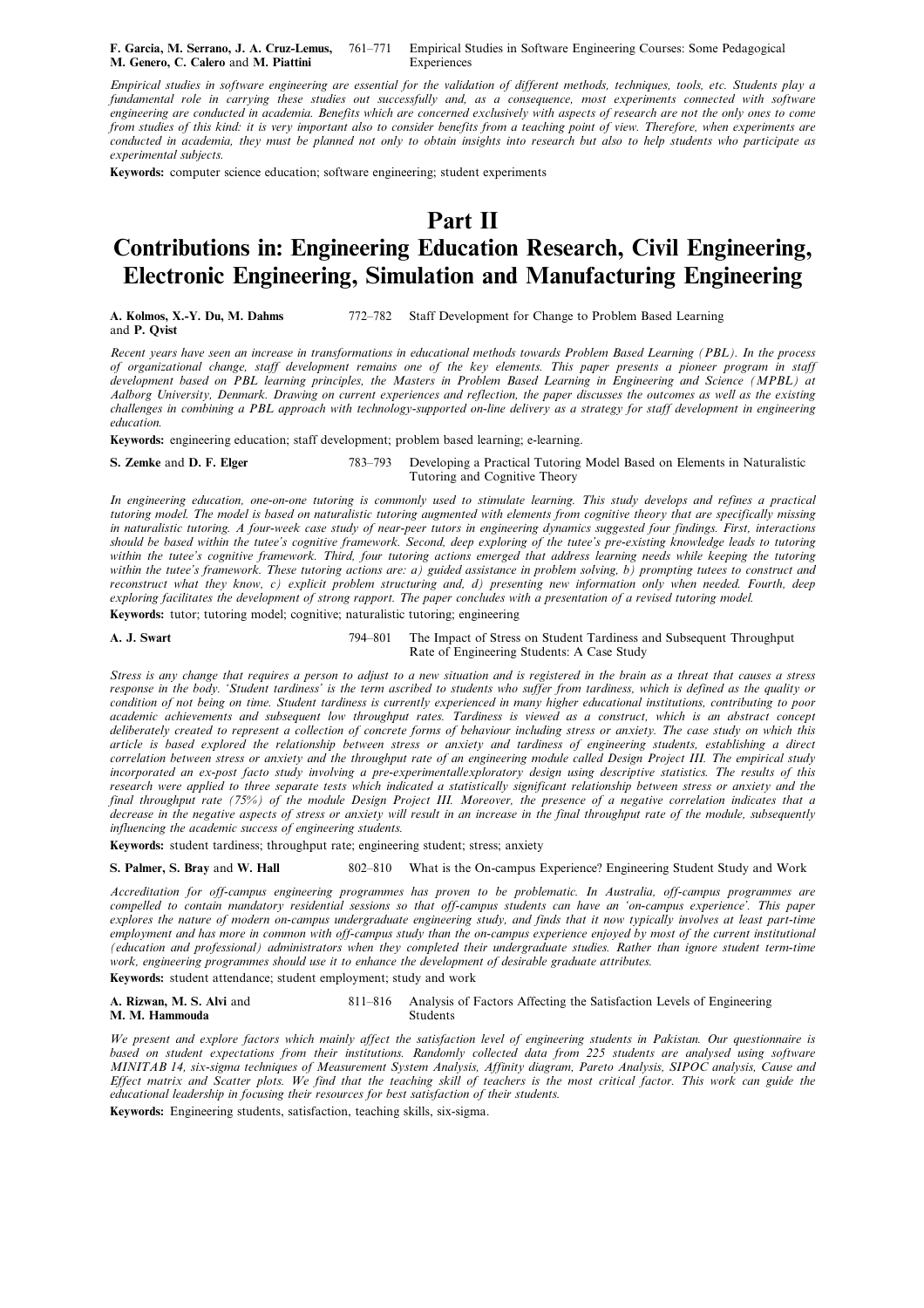**F. Garcia, M. Serrano, J. A. Cruz-Lemus, M. Genero, C. Calero** and **M. Piattini** 761–771 Empirical Studies in Software Engineering Courses: Some Pedagogical Experiences

*Empirical studies in software engineering are essential for the validation of different methods, techniques, tools, etc. Students play a fundamental role in carrying these studies out successfully and, as a consequence, most experiments connected with software engineering are conducted in academia. Benefits which are concerned exclusively with aspects of research are not the only ones to come from studies of this kind: it is very important also to consider benefits from a teaching point of view. Therefore, when experiments are conducted in academia, they must be planned not only to obtain insights into research but also to help students who participate as experimental subjects.*

**Keywords:** computer science education; software engineering; student experiments

# Part II
# Contributions in: Engineering Education Research, Civil Engineering, Electronic Engineering, Simulation and Manufacturing Engineering

**A. Kolmos, X.-Y. Du, M. Dahms** and **P. Qvist** 772–782 Staff Development for Change to Problem Based Learning

*Recent years have seen an increase in transformations in educational methods towards Problem Based Learning (PBL). In the process of organizational change, staff development remains one of the key elements. This paper presents a pioneer program in staff development based on PBL learning principles, the Masters in Problem Based Learning in Engineering and Science (MPBL) at Aalborg University, Denmark. Drawing on current experiences and reflection, the paper discusses the outcomes as well as the existing challenges in combining a PBL approach with technology-supported on-line delivery as a strategy for staff development in engineering education.*

**Keywords:** engineering education; staff development; problem based learning; e-learning.

**S. Zemke** and **D. F. Elger** 783–793 Developing a Practical Tutoring Model Based on Elements in Naturalistic Tutoring and Cognitive Theory

*In engineering education, one-on-one tutoring is commonly used to stimulate learning. This study develops and refines a practical tutoring model. The model is based on naturalistic tutoring augmented with elements from cognitive theory that are specifically missing in naturalistic tutoring. A four-week case study of near-peer tutors in engineering dynamics suggested four findings. First, interactions should be based within the tutee's cognitive framework. Second, deep exploring of the tutee's pre-existing knowledge leads to tutoring within the tutee's cognitive framework. Third, four tutoring actions emerged that address learning needs while keeping the tutoring within the tutee's framework. These tutoring actions are: a) guided assistance in problem solving, b) prompting tutees to construct and reconstruct what they know, c) explicit problem structuring and, d) presenting new information only when needed. Fourth, deep exploring facilitates the development of strong rapport. The paper concludes with a presentation of a revised tutoring model.*

**Keywords:** tutor; tutoring model; cognitive; naturalistic tutoring; engineering

**A. J. Swart** 794–801 The Impact of Stress on Student Tardiness and Subsequent Throughput Rate of Engineering Students: A Case Study

*Stress is any change that requires a person to adjust to a new situation and is registered in the brain as a threat that causes a stress response in the body. 'Student tardiness' is the term ascribed to students who suffer from tardiness, which is defined as the quality or condition of not being on time. Student tardiness is currently experienced in many higher educational institutions, contributing to poor academic achievements and subsequent low throughput rates. Tardiness is viewed as a construct, which is an abstract concept deliberately created to represent a collection of concrete forms of behaviour including stress or anxiety. The case study on which this article is based explored the relationship between stress or anxiety and tardiness of engineering students, establishing a direct correlation between stress or anxiety and the throughput rate of an engineering module called Design Project III. The empirical study incorporated an ex-post facto study involving a pre-experimental/exploratory design using descriptive statistics. The results of this research were applied to three separate tests which indicated a statistically significant relationship between stress or anxiety and the final throughput rate (75%) of the module Design Project III. Moreover, the presence of a negative correlation indicates that a decrease in the negative aspects of stress or anxiety will result in an increase in the final throughput rate of the module, subsequently influencing the academic success of engineering students.*

**Keywords:** student tardiness; throughput rate; engineering student; stress; anxiety

**S. Palmer, S. Bray** and **W. Hall** 802–810 What is the On-campus Experience? Engineering Student Study and Work

*Accreditation for off-campus engineering programmes has proven to be problematic. In Australia, off-campus programmes are compelled to contain mandatory residential sessions so that off-campus students can have an 'on-campus experience'. This paper explores the nature of modern on-campus undergraduate engineering study, and finds that it now typically involves at least part-time employment and has more in common with off-campus study than the on-campus experience enjoyed by most of the current institutional (education and professional) administrators when they completed their undergraduate studies. Rather than ignore student term-time work, engineering programmes should use it to enhance the development of desirable graduate attributes.*

**Keywords:** student attendance; student employment; study and work

**A. Rizwan, M. S. Alvi** and **M. M. Hammouda** 811–816 Analysis of Factors Affecting the Satisfaction Levels of Engineering Students

*We present and explore factors which mainly affect the satisfaction level of engineering students in Pakistan. Our questionnaire is based on student expectations from their institutions. Randomly collected data from 225 students are analysed using software MINITAB 14, six-sigma techniques of Measurement System Analysis, Affinity diagram, Pareto Analysis, SIPOC analysis, Cause and Effect matrix and Scatter plots. We find that the teaching skill of teachers is the most critical factor. This work can guide the educational leadership in focusing their resources for best satisfaction of their students.*

**Keywords:** Engineering students, satisfaction, teaching skills, six-sigma.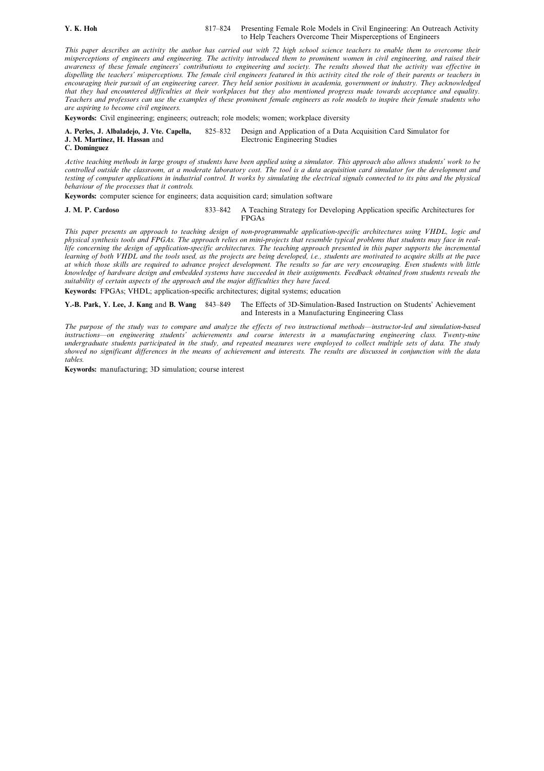**Y. K. Hoh** 817–824 Presenting Female Role Models in Civil Engineering: An Outreach Activity to Help Teachers Overcome Their Misperceptions of Engineers

*This paper describes an activity the author has carried out with 72 high school science teachers to enable them to overcome their misperceptions of engineers and engineering. The activity introduced them to prominent women in civil engineering, and raised their awareness of these female engineers' contributions to engineering and society. The results showed that the activity was effective in dispelling the teachers' misperceptions. The female civil engineers featured in this activity cited the role of their parents or teachers in encouraging their pursuit of an engineering career. They held senior positions in academia, government or industry. They acknowledged that they had encountered difficulties at their workplaces but they also mentioned progress made towards acceptance and equality. Teachers and professors can use the examples of these prominent female engineers as role models to inspire their female students who are aspiring to become civil engineers.*

**Keywords:** Civil engineering; engineers; outreach; role models; women; workplace diversity

**A. Perles, J. Albaladejo, J. Vte. Capella, J. M. Martinez, H. Hassan** and **C. Dominguez** 825–832 Design and Application of a Data Acquisition Card Simulator for Electronic Engineering Studies

*Active teaching methods in large groups of students have been applied using a simulator. This approach also allows students' work to be controlled outside the classroom, at a moderate laboratory cost. The tool is a data acquisition card simulator for the development and testing of computer applications in industrial control. It works by simulating the electrical signals connected to its pins and the physical behaviour of the processes that it controls.*

**Keywords:** computer science for engineers; data acquisition card; simulation software

**J. M. P. Cardoso** 833–842 A Teaching Strategy for Developing Application specific Architectures for FPGAs

*This paper presents an approach to teaching design of non-programmable application-specific architectures using VHDL, logic and physical synthesis tools and FPGAs. The approach relies on mini-projects that resemble typical problems that students may face in real-life concerning the design of application-specific architectures. The teaching approach presented in this paper supports the incremental learning of both VHDL and the tools used, as the projects are being developed, i.e., students are motivated to acquire skills at the pace at which those skills are required to advance project development. The results so far are very encouraging. Even students with little knowledge of hardware design and embedded systems have succeeded in their assignments. Feedback obtained from students reveals the suitability of certain aspects of the approach and the major difficulties they have faced.*

**Keywords:** FPGAs; VHDL; application-specific architectures; digital systems; education

**Y.-B. Park, Y. Lee, J. Kang** and **B. Wang** 843–849 The Effects of 3D-Simulation-Based Instruction on Students' Achievement and Interests in a Manufacturing Engineering Class

*The purpose of the study was to compare and analyze the effects of two instructional methods—instructor-led and simulation-based instructions—on engineering students' achievements and course interests in a manufacturing engineering class. Twenty-nine undergraduate students participated in the study, and repeated measures were employed to collect multiple sets of data. The study showed no significant differences in the means of achievement and interests. The results are discussed in conjunction with the data tables.*

**Keywords:** manufacturing; 3D simulation; course interest